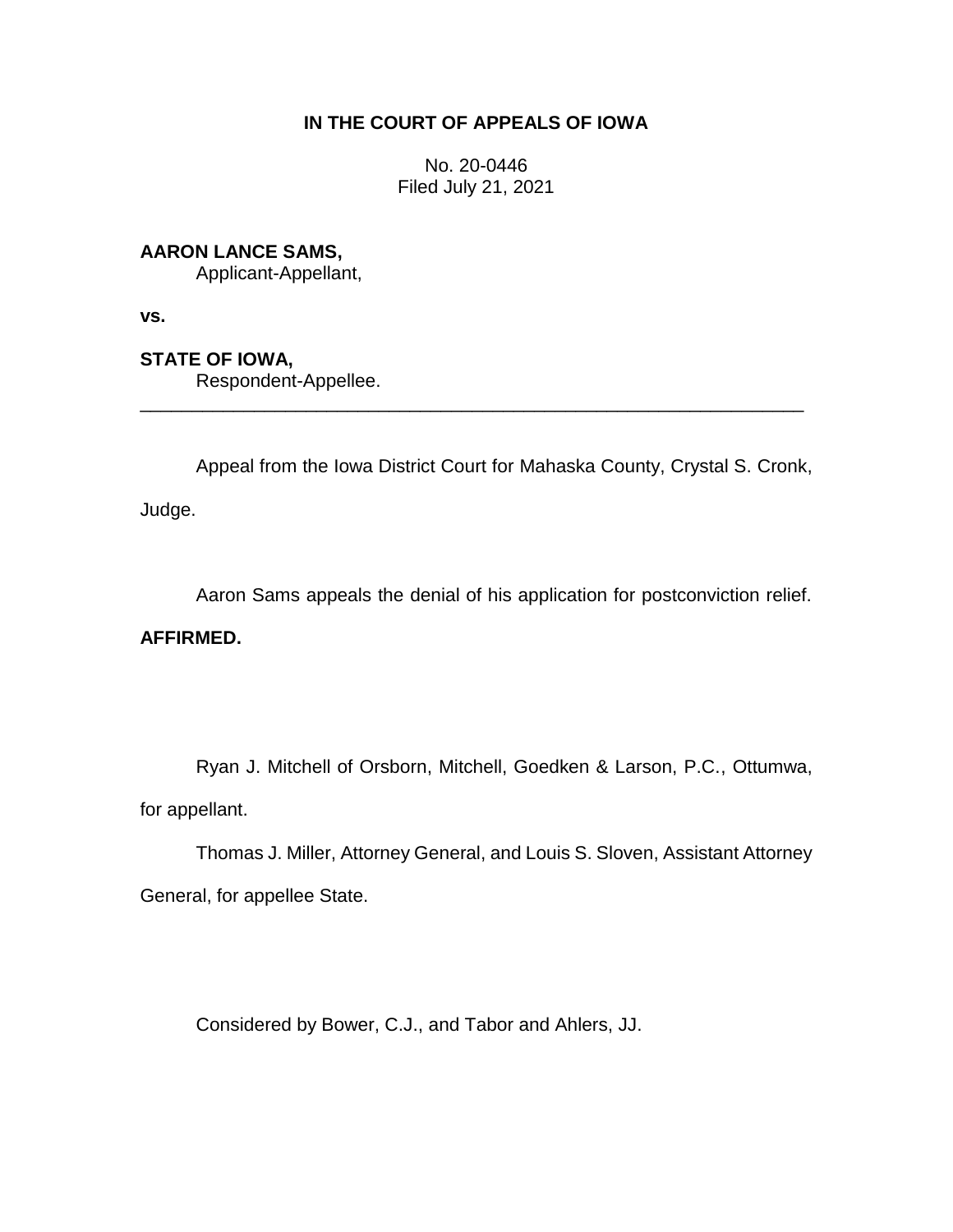**IN THE COURT OF APPEALS OF IOWA**

No. 20-0446
Filed July 21, 2021

**AARON LANCE SAMS,**
Applicant-Appellant,

**vs.**

**STATE OF IOWA,**
Respondent-Appellee.

---

Appeal from the Iowa District Court for Mahaska County, Crystal S. Cronk, Judge.

Aaron Sams appeals the denial of his application for postconviction relief. **AFFIRMED.**

Ryan J. Mitchell of Orsborn, Mitchell, Goedken & Larson, P.C., Ottumwa, for appellant.

Thomas J. Miller, Attorney General, and Louis S. Sloven, Assistant Attorney General, for appellee State.

Considered by Bower, C.J., and Tabor and Ahlers, JJ.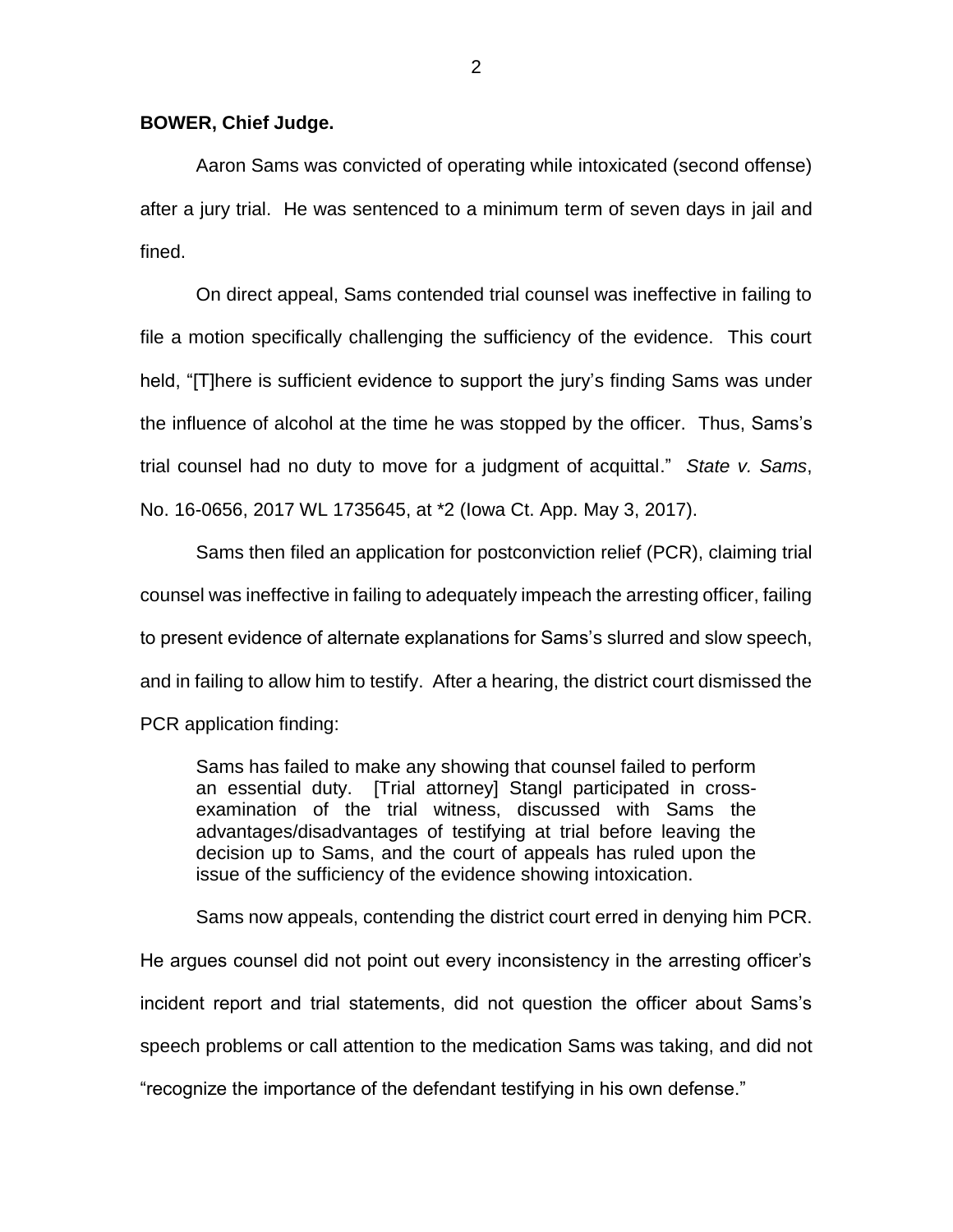**BOWER, Chief Judge.**

Aaron Sams was convicted of operating while intoxicated (second offense) after a jury trial. He was sentenced to a minimum term of seven days in jail and fined.

On direct appeal, Sams contended trial counsel was ineffective in failing to file a motion specifically challenging the sufficiency of the evidence. This court held, "[T]here is sufficient evidence to support the jury's finding Sams was under the influence of alcohol at the time he was stopped by the officer. Thus, Sams's trial counsel had no duty to move for a judgment of acquittal." *State v. Sams*, No. 16-0656, 2017 WL 1735645, at *2 (Iowa Ct. App. May 3, 2017).

Sams then filed an application for postconviction relief (PCR), claiming trial counsel was ineffective in failing to adequately impeach the arresting officer, failing to present evidence of alternate explanations for Sams's slurred and slow speech, and in failing to allow him to testify. After a hearing, the district court dismissed the PCR application finding:

> Sams has failed to make any showing that counsel failed to perform an essential duty. [Trial attorney] Stangl participated in cross-examination of the trial witness, discussed with Sams the advantages/disadvantages of testifying at trial before leaving the decision up to Sams, and the court of appeals has ruled upon the issue of the sufficiency of the evidence showing intoxication.

Sams now appeals, contending the district court erred in denying him PCR. He argues counsel did not point out every inconsistency in the arresting officer's incident report and trial statements, did not question the officer about Sams's speech problems or call attention to the medication Sams was taking, and did not "recognize the importance of the defendant testifying in his own defense."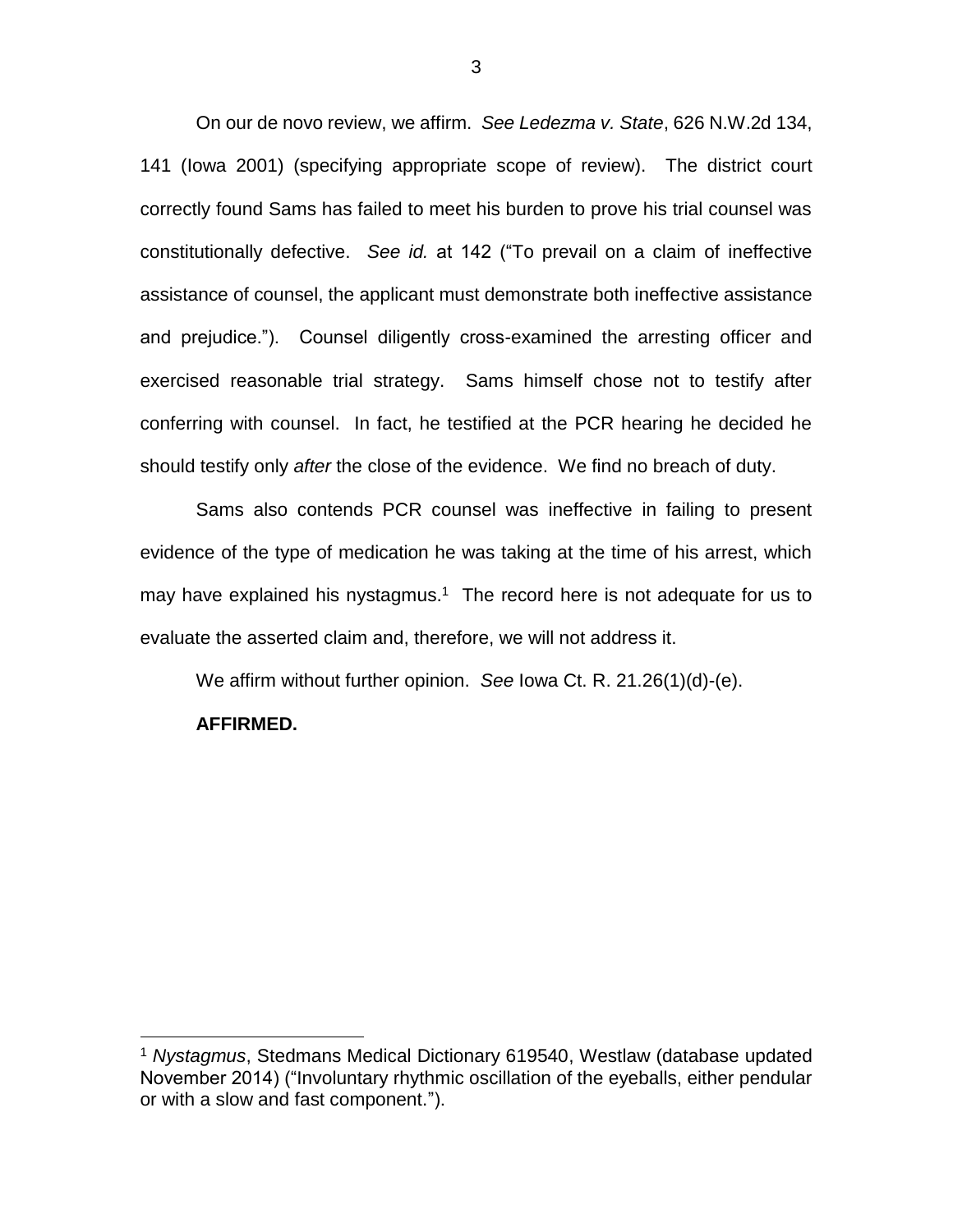On our de novo review, we affirm. *See Ledezma v. State*, 626 N.W.2d 134, 141 (Iowa 2001) (specifying appropriate scope of review). The district court correctly found Sams has failed to meet his burden to prove his trial counsel was constitutionally defective. *See id.* at 142 ("To prevail on a claim of ineffective assistance of counsel, the applicant must demonstrate both ineffective assistance and prejudice."). Counsel diligently cross-examined the arresting officer and exercised reasonable trial strategy. Sams himself chose not to testify after conferring with counsel. In fact, he testified at the PCR hearing he decided he should testify only *after* the close of the evidence. We find no breach of duty.

Sams also contends PCR counsel was ineffective in failing to present evidence of the type of medication he was taking at the time of his arrest, which may have explained his nystagmus.[1] The record here is not adequate for us to evaluate the asserted claim and, therefore, we will not address it.

We affirm without further opinion. *See* Iowa Ct. R. 21.26(1)(d)-(e).

**AFFIRMED.**

---

[1] *Nystagmus*, Stedmans Medical Dictionary 619540, Westlaw (database updated November 2014) ("Involuntary rhythmic oscillation of the eyeballs, either pendular or with a slow and fast component.").